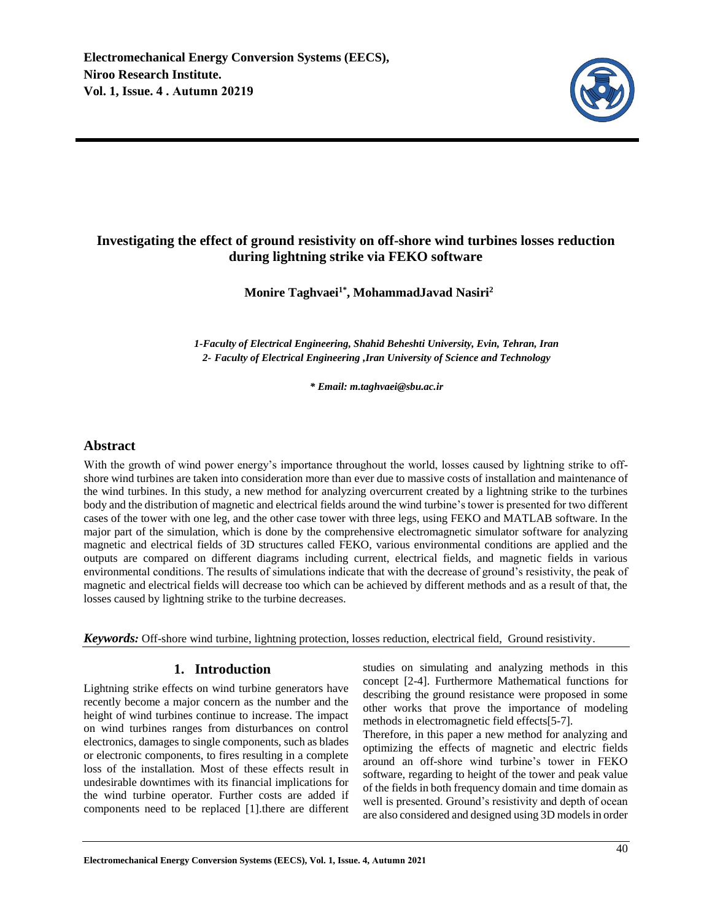# Investigating the effect of ground resistivity on off-shore wind turbines losses reduction during lightning strike via FEKO software

**Monire Taghvaei[1*], MohammadJavad Nasiri[2]**

*1-Faculty of Electrical Engineering, Shahid Beheshti University, Evin, Tehran, Iran*
*2- Faculty of Electrical Engineering ,Iran University of Science and Technology*

*\* Email: m.taghvaei@sbu.ac.ir*

## Abstract

With the growth of wind power energy's importance throughout the world, losses caused by lightning strike to off-shore wind turbines are taken into consideration more than ever due to massive costs of installation and maintenance of the wind turbines. In this study, a new method for analyzing overcurrent created by a lightning strike to the turbines body and the distribution of magnetic and electrical fields around the wind turbine's tower is presented for two different cases of the tower with one leg, and the other case tower with three legs, using FEKO and MATLAB software. In the major part of the simulation, which is done by the comprehensive electromagnetic simulator software for analyzing magnetic and electrical fields of 3D structures called FEKO, various environmental conditions are applied and the outputs are compared on different diagrams including current, electrical fields, and magnetic fields in various environmental conditions. The results of simulations indicate that with the decrease of ground's resistivity, the peak of magnetic and electrical fields will decrease too which can be achieved by different methods and as a result of that, the losses caused by lightning strike to the turbine decreases.

***Keywords:*** Off-shore wind turbine, lightning protection, losses reduction, electrical field, Ground resistivity.

## 1. Introduction

Lightning strike effects on wind turbine generators have recently become a major concern as the number and the height of wind turbines continue to increase. The impact on wind turbines ranges from disturbances on control electronics, damages to single components, such as blades or electronic components, to fires resulting in a complete loss of the installation. Most of these effects result in undesirable downtimes with its financial implications for the wind turbine operator. Further costs are added if components need to be replaced [1].there are different studies on simulating and analyzing methods in this concept [2-4]. Furthermore Mathematical functions for describing the ground resistance were proposed in some other works that prove the importance of modeling methods in electromagnetic field effects[5-7].

Therefore, in this paper a new method for analyzing and optimizing the effects of magnetic and electric fields around an off-shore wind turbine's tower in FEKO software, regarding to height of the tower and peak value of the fields in both frequency domain and time domain as well is presented. Ground's resistivity and depth of ocean are also considered and designed using 3D models in order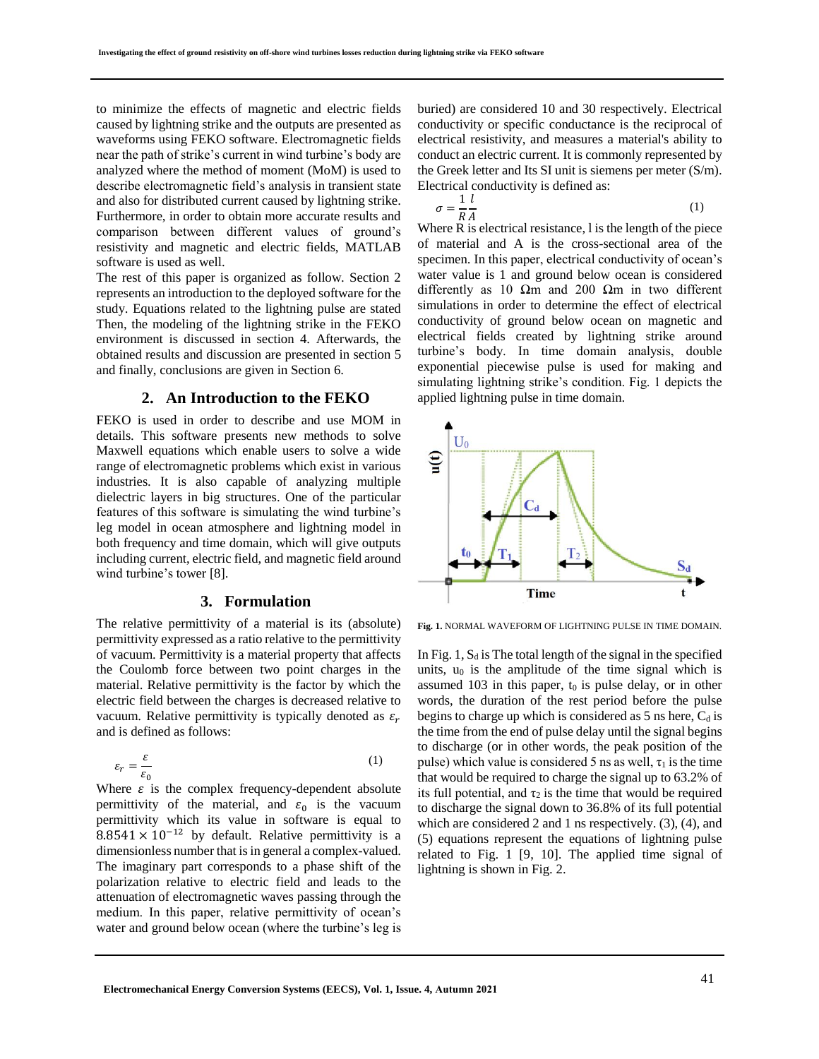to minimize the effects of magnetic and electric fields caused by lightning strike and the outputs are presented as waveforms using FEKO software. Electromagnetic fields near the path of strike's current in wind turbine's body are analyzed where the method of moment (MoM) is used to describe electromagnetic field's analysis in transient state and also for distributed current caused by lightning strike. Furthermore, in order to obtain more accurate results and comparison between different values of ground's resistivity and magnetic and electric fields, MATLAB software is used as well.

The rest of this paper is organized as follow. Section 2 represents an introduction to the deployed software for the study. Equations related to the lightning pulse are stated Then, the modeling of the lightning strike in the FEKO environment is discussed in section 4. Afterwards, the obtained results and discussion are presented in section 5 and finally, conclusions are given in Section 6.

## 2. An Introduction to the FEKO

FEKO is used in order to describe and use MOM in details. This software presents new methods to solve Maxwell equations which enable users to solve a wide range of electromagnetic problems which exist in various industries. It is also capable of analyzing multiple dielectric layers in big structures. One of the particular features of this software is simulating the wind turbine's leg model in ocean atmosphere and lightning model in both frequency and time domain, which will give outputs including current, electric field, and magnetic field around wind turbine's tower [8].

## 3. Formulation

The relative permittivity of a material is its (absolute) permittivity expressed as a ratio relative to the permittivity of vacuum. Permittivity is a material property that affects the Coulomb force between two point charges in the material. Relative permittivity is the factor by which the electric field between the charges is decreased relative to vacuum. Relative permittivity is typically denoted as $\varepsilon_r$ and is defined as follows:

$$\varepsilon_r = \frac{\varepsilon}{\varepsilon_0} \tag{1}$$

Where $\varepsilon$ is the complex frequency-dependent absolute permittivity of the material, and $\varepsilon_0$ is the vacuum permittivity which its value in software is equal to $8.8541 \times 10^{-12}$ by default. Relative permittivity is a dimensionless number that is in general a complex-valued. The imaginary part corresponds to a phase shift of the polarization relative to electric field and leads to the attenuation of electromagnetic waves passing through the medium. In this paper, relative permittivity of ocean's water and ground below ocean (where the turbine's leg is buried) are considered 10 and 30 respectively. Electrical conductivity or specific conductance is the reciprocal of electrical resistivity, and measures a material's ability to conduct an electric current. It is commonly represented by the Greek letter and Its SI unit is siemens per meter (S/m). Electrical conductivity is defined as:

$$\sigma = \frac{1}{R}\frac{l}{A} \tag{1}$$

Where R is electrical resistance, l is the length of the piece of material and A is the cross-sectional area of the specimen. In this paper, electrical conductivity of ocean's water value is 1 and ground below ocean is considered differently as 10 Ωm and 200 Ωm in two different simulations in order to determine the effect of electrical conductivity of ground below ocean on magnetic and electrical fields created by lightning strike around turbine's body. In time domain analysis, double exponential piecewise pulse is used for making and simulating lightning strike's condition. Fig. 1 depicts the applied lightning pulse in time domain.

Fig. 1. NORMAL WAVEFORM OF LIGHTNING PULSE IN TIME DOMAIN.

In Fig. 1, $S_d$ is The total length of the signal in the specified units, $u_0$ is the amplitude of the time signal which is assumed 103 in this paper, $t_0$ is pulse delay, or in other words, the duration of the rest period before the pulse begins to charge up which is considered as 5 ns here, $C_d$ is the time from the end of pulse delay until the signal begins to discharge (or in other words, the peak position of the pulse) which value is considered 5 ns as well, $\tau_1$ is the time that would be required to charge the signal up to 63.2% of its full potential, and $\tau_2$ is the time that would be required to discharge the signal down to 36.8% of its full potential which are considered 2 and 1 ns respectively. (3), (4), and (5) equations represent the equations of lightning pulse related to Fig. 1 [9, 10]. The applied time signal of lightning is shown in Fig. 2.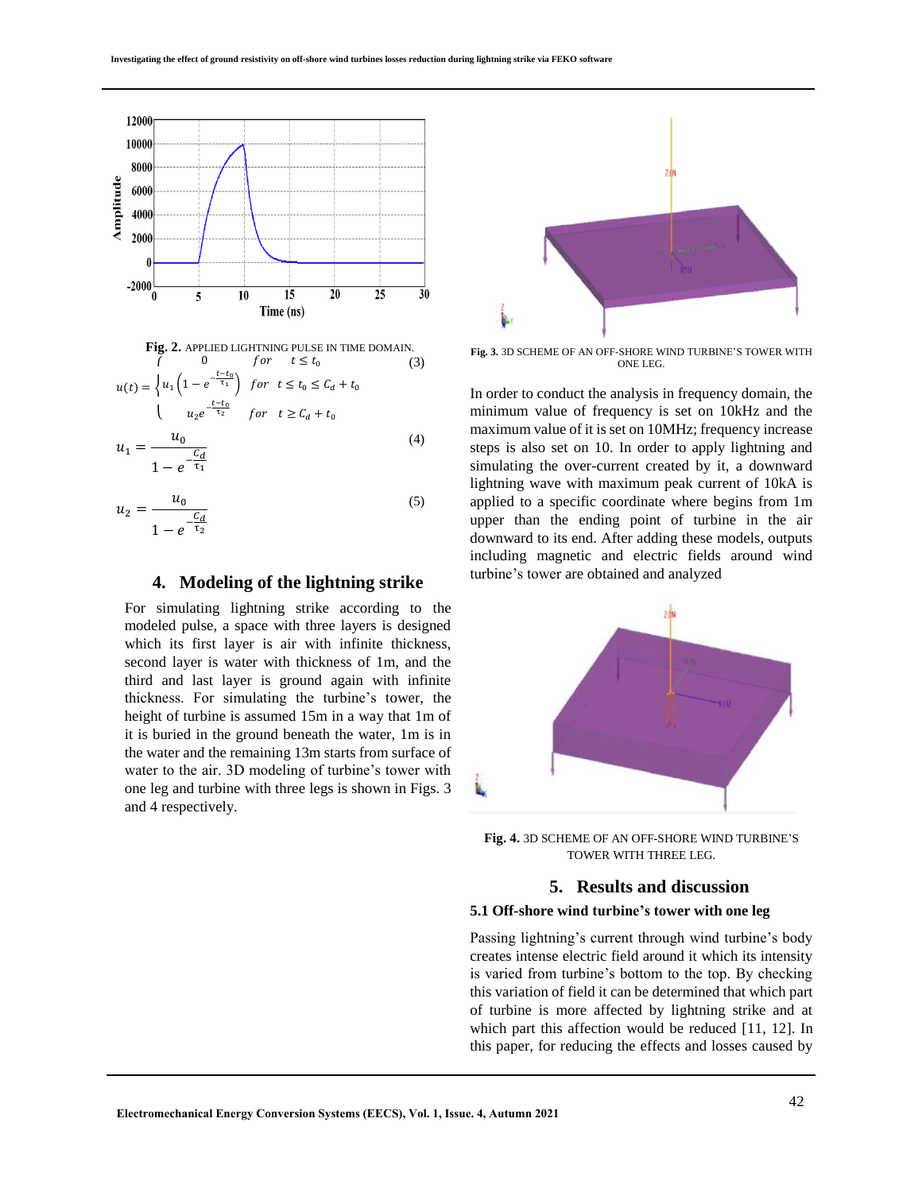**Fig. 2.** APPLIED LIGHTNING PULSE IN TIME DOMAIN.

$$u(t) = \begin{cases} 0 & for \quad t \le t_0 \\ u_1\left(1 - e^{-\frac{t-t_0}{\tau_1}}\right) & for \quad t \le t_0 \le C_d + t_0 \\ u_2 e^{-\frac{t-t_0}{\tau_2}} & for \quad t \ge C_d + t_0 \end{cases} \tag{3}$$

$$u_1 = \frac{u_0}{1 - e^{-\frac{C_d}{\tau_1}}} \tag{4}$$

$$u_2 = \frac{u_0}{1 - e^{-\frac{C_d}{\tau_2}}} \tag{5}$$

## 4. Modeling of the lightning strike

For simulating lightning strike according to the modeled pulse, a space with three layers is designed which its first layer is air with infinite thickness, second layer is water with thickness of 1m, and the third and last layer is ground again with infinite thickness. For simulating the turbine's tower, the height of turbine is assumed 15m in a way that 1m of it is buried in the ground beneath the water, 1m is in the water and the remaining 13m starts from surface of water to the air. 3D modeling of turbine's tower with one leg and turbine with three legs is shown in Figs. 3 and 4 respectively.

**Fig. 3.** 3D SCHEME OF AN OFF-SHORE WIND TURBINE'S TOWER WITH ONE LEG.

In order to conduct the analysis in frequency domain, the minimum value of frequency is set on 10kHz and the maximum value of it is set on 10MHz; frequency increase steps is also set on 10. In order to apply lightning and simulating the over-current created by it, a downward lightning wave with maximum peak current of 10kA is applied to a specific coordinate where begins from 1m upper than the ending point of turbine in the air downward to its end. After adding these models, outputs including magnetic and electric fields around wind turbine's tower are obtained and analyzed

**Fig. 4.** 3D SCHEME OF AN OFF-SHORE WIND TURBINE'S TOWER WITH THREE LEG.

## 5. Results and discussion

### 5.1 Off-shore wind turbine's tower with one leg

Passing lightning's current through wind turbine's body creates intense electric field around it which its intensity is varied from turbine's bottom to the top. By checking this variation of field it can be determined that which part of turbine is more affected by lightning strike and at which part this affection would be reduced [11, 12]. In this paper, for reducing the effects and losses caused by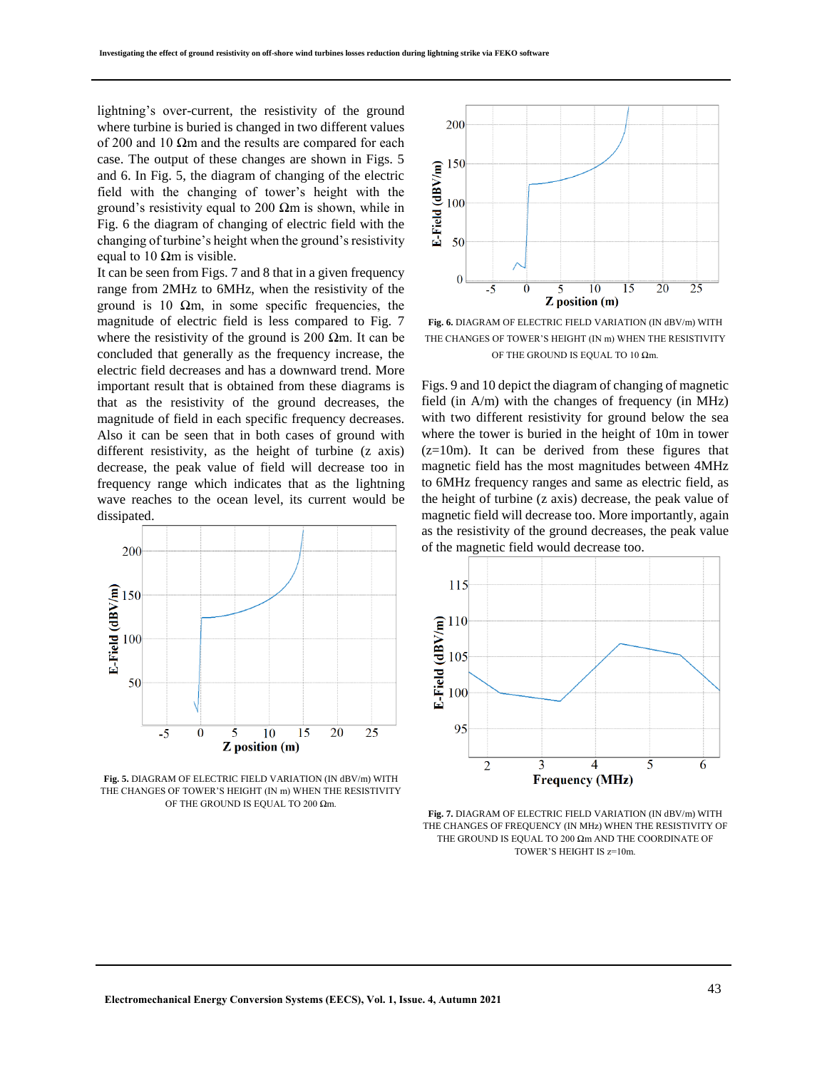lightning's over-current, the resistivity of the ground where turbine is buried is changed in two different values of 200 and 10 Ωm and the results are compared for each case. The output of these changes are shown in Figs. 5 and 6. In Fig. 5, the diagram of changing of the electric field with the changing of tower's height with the ground's resistivity equal to 200 Ωm is shown, while in Fig. 6 the diagram of changing of electric field with the changing of turbine's height when the ground's resistivity equal to 10 Ωm is visible.

It can be seen from Figs. 7 and 8 that in a given frequency range from 2MHz to 6MHz, when the resistivity of the ground is 10 Ωm, in some specific frequencies, the magnitude of electric field is less compared to Fig. 7 where the resistivity of the ground is 200 Ωm. It can be concluded that generally as the frequency increase, the electric field decreases and has a downward trend. More important result that is obtained from these diagrams is that as the resistivity of the ground decreases, the magnitude of field in each specific frequency decreases. Also it can be seen that in both cases of ground with different resistivity, as the height of turbine (z axis) decrease, the peak value of field will decrease too in frequency range which indicates that as the lightning wave reaches to the ocean level, its current would be dissipated.

**Fig. 5.** DIAGRAM OF ELECTRIC FIELD VARIATION (IN dBV/m) WITH THE CHANGES OF TOWER'S HEIGHT (IN m) WHEN THE RESISTIVITY OF THE GROUND IS EQUAL TO 200 Ωm.

**Fig. 6.** DIAGRAM OF ELECTRIC FIELD VARIATION (IN dBV/m) WITH THE CHANGES OF TOWER'S HEIGHT (IN m) WHEN THE RESISTIVITY OF THE GROUND IS EQUAL TO 10 Ωm.

Figs. 9 and 10 depict the diagram of changing of magnetic field (in A/m) with the changes of frequency (in MHz) with two different resistivity for ground below the sea where the tower is buried in the height of 10m in tower (z=10m). It can be derived from these figures that magnetic field has the most magnitudes between 4MHz to 6MHz frequency ranges and same as electric field, as the height of turbine (z axis) decrease, the peak value of magnetic field will decrease too. More importantly, again as the resistivity of the ground decreases, the peak value of the magnetic field would decrease too.

**Fig. 7.** DIAGRAM OF ELECTRIC FIELD VARIATION (IN dBV/m) WITH THE CHANGES OF FREQUENCY (IN MHz) WHEN THE RESISTIVITY OF THE GROUND IS EQUAL TO 200 Ωm AND THE COORDINATE OF TOWER'S HEIGHT IS z=10m.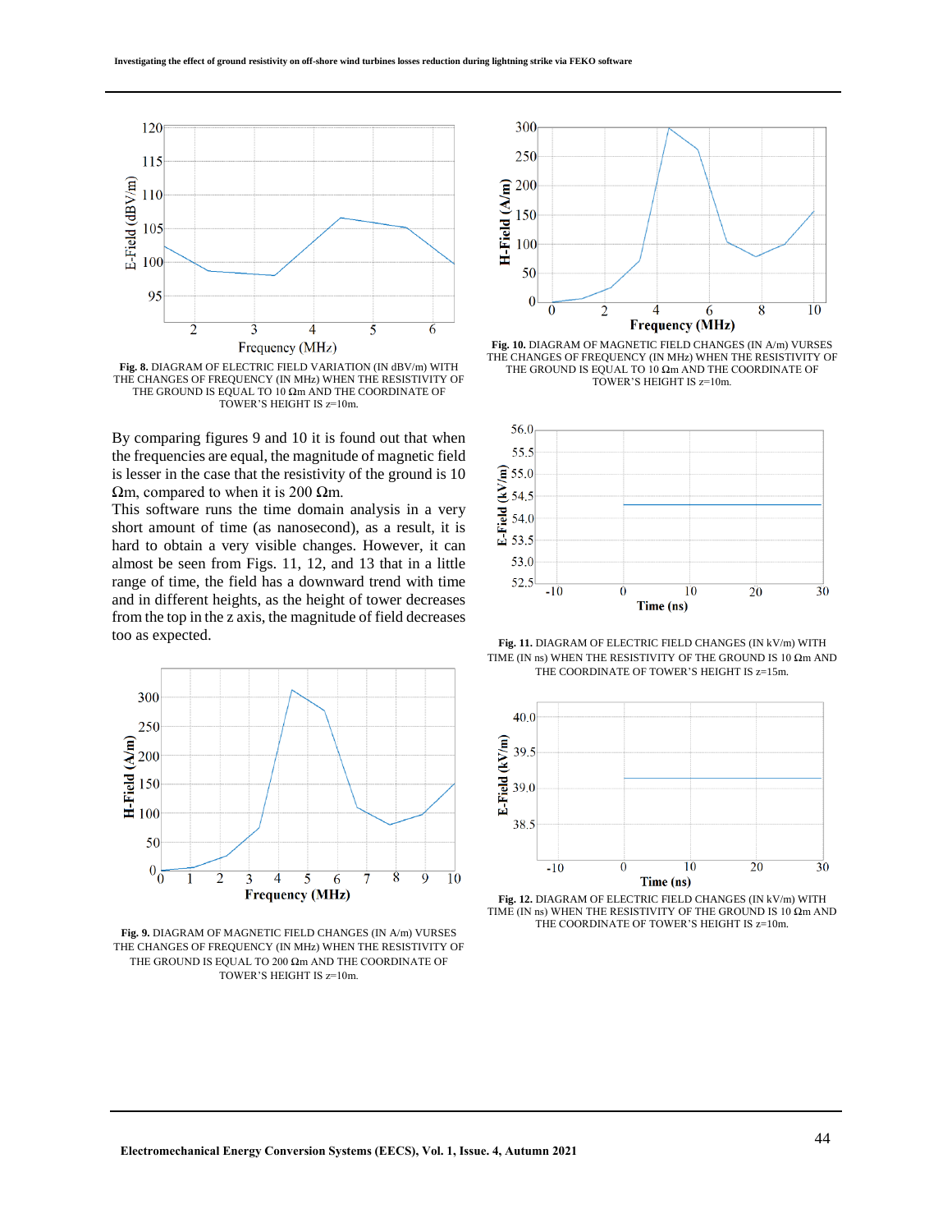Fig. 8. DIAGRAM OF ELECTRIC FIELD VARIATION (IN dBV/m) WITH THE CHANGES OF FREQUENCY (IN MHz) WHEN THE RESISTIVITY OF THE GROUND IS EQUAL TO 10 Ωm AND THE COORDINATE OF TOWER'S HEIGHT IS z=10m.

By comparing figures 9 and 10 it is found out that when the frequencies are equal, the magnitude of magnetic field is lesser in the case that the resistivity of the ground is 10 Ωm, compared to when it is 200 Ωm.

This software runs the time domain analysis in a very short amount of time (as nanosecond), as a result, it is hard to obtain a very visible changes. However, it can almost be seen from Figs. 11, 12, and 13 that in a little range of time, the field has a downward trend with time and in different heights, as the height of tower decreases from the top in the z axis, the magnitude of field decreases too as expected.

Fig. 9. DIAGRAM OF MAGNETIC FIELD CHANGES (IN A/m) VURSES THE CHANGES OF FREQUENCY (IN MHz) WHEN THE RESISTIVITY OF THE GROUND IS EQUAL TO 200 Ωm AND THE COORDINATE OF TOWER'S HEIGHT IS z=10m.

Fig. 10. DIAGRAM OF MAGNETIC FIELD CHANGES (IN A/m) VURSES THE CHANGES OF FREQUENCY (IN MHz) WHEN THE RESISTIVITY OF THE GROUND IS EQUAL TO 10 Ωm AND THE COORDINATE OF TOWER'S HEIGHT IS z=10m.

Fig. 11. DIAGRAM OF ELECTRIC FIELD CHANGES (IN kV/m) WITH TIME (IN ns) WHEN THE RESISTIVITY OF THE GROUND IS 10 Ωm AND THE COORDINATE OF TOWER'S HEIGHT IS z=15m.

Fig. 12. DIAGRAM OF ELECTRIC FIELD CHANGES (IN kV/m) WITH TIME (IN ns) WHEN THE RESISTIVITY OF THE GROUND IS 10 Ωm AND THE COORDINATE OF TOWER'S HEIGHT IS z=10m.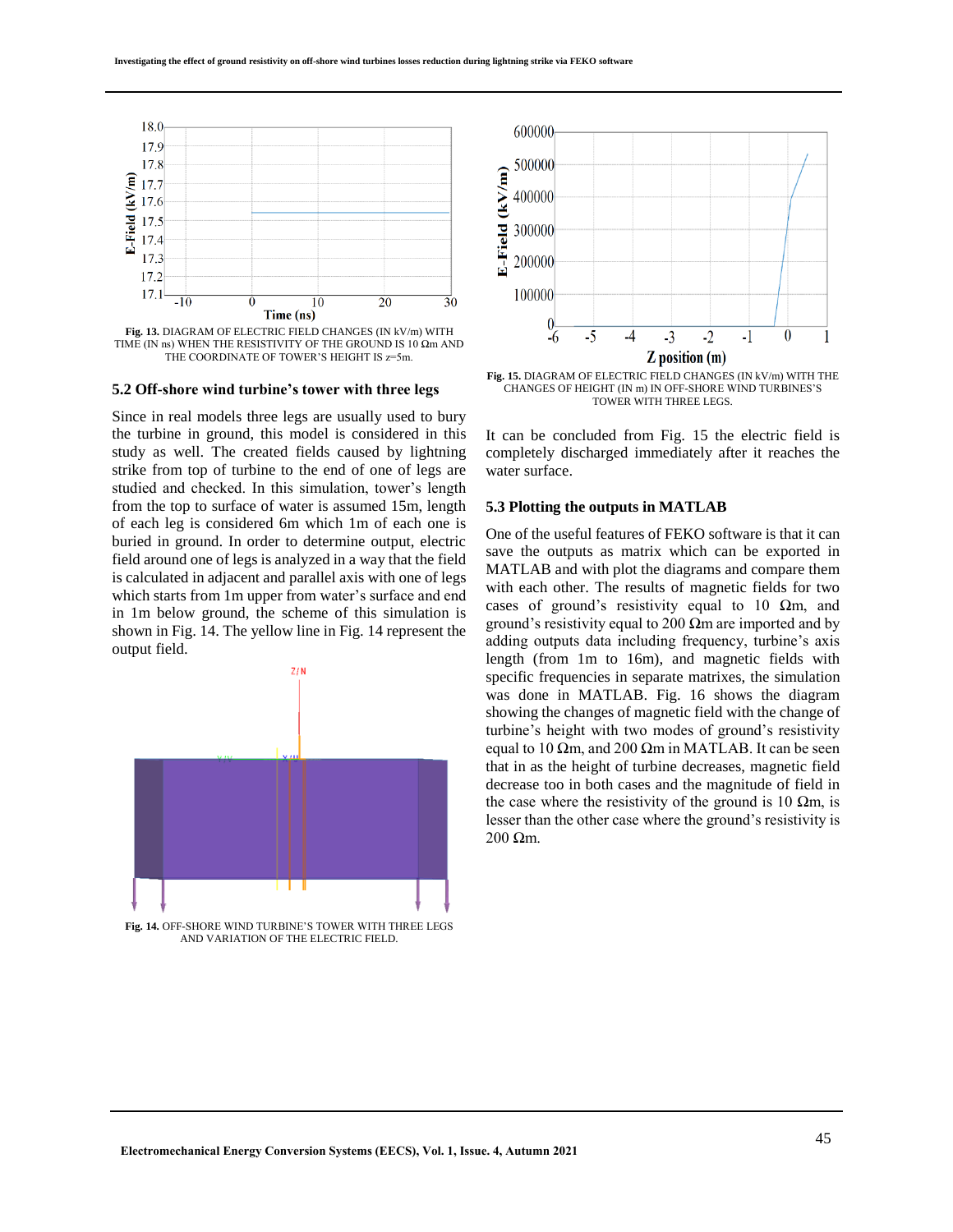Fig. 13. DIAGRAM OF ELECTRIC FIELD CHANGES (IN kV/m) WITH TIME (IN ns) WHEN THE RESISTIVITY OF THE GROUND IS 10 Ωm AND THE COORDINATE OF TOWER'S HEIGHT IS z=5m.

### 5.2 Off-shore wind turbine's tower with three legs

Since in real models three legs are usually used to bury the turbine in ground, this model is considered in this study as well. The created fields caused by lightning strike from top of turbine to the end of one of legs are studied and checked. In this simulation, tower's length from the top to surface of water is assumed 15m, length of each leg is considered 6m which 1m of each one is buried in ground. In order to determine output, electric field around one of legs is analyzed in a way that the field is calculated in adjacent and parallel axis with one of legs which starts from 1m upper from water's surface and end in 1m below ground, the scheme of this simulation is shown in Fig. 14. The yellow line in Fig. 14 represent the output field.

Fig. 14. OFF-SHORE WIND TURBINE'S TOWER WITH THREE LEGS AND VARIATION OF THE ELECTRIC FIELD.

Fig. 15. DIAGRAM OF ELECTRIC FIELD CHANGES (IN kV/m) WITH THE CHANGES OF HEIGHT (IN m) IN OFF-SHORE WIND TURBINES'S TOWER WITH THREE LEGS.

It can be concluded from Fig. 15 the electric field is completely discharged immediately after it reaches the water surface.

### 5.3 Plotting the outputs in MATLAB

One of the useful features of FEKO software is that it can save the outputs as matrix which can be exported in MATLAB and with plot the diagrams and compare them with each other. The results of magnetic fields for two cases of ground's resistivity equal to 10 Ωm, and ground's resistivity equal to 200 Ωm are imported and by adding outputs data including frequency, turbine's axis length (from 1m to 16m), and magnetic fields with specific frequencies in separate matrixes, the simulation was done in MATLAB. Fig. 16 shows the diagram showing the changes of magnetic field with the change of turbine's height with two modes of ground's resistivity equal to 10 Ωm, and 200 Ωm in MATLAB. It can be seen that in as the height of turbine decreases, magnetic field decrease too in both cases and the magnitude of field in the case where the resistivity of the ground is 10 Ωm, is lesser than the other case where the ground's resistivity is 200 Ωm.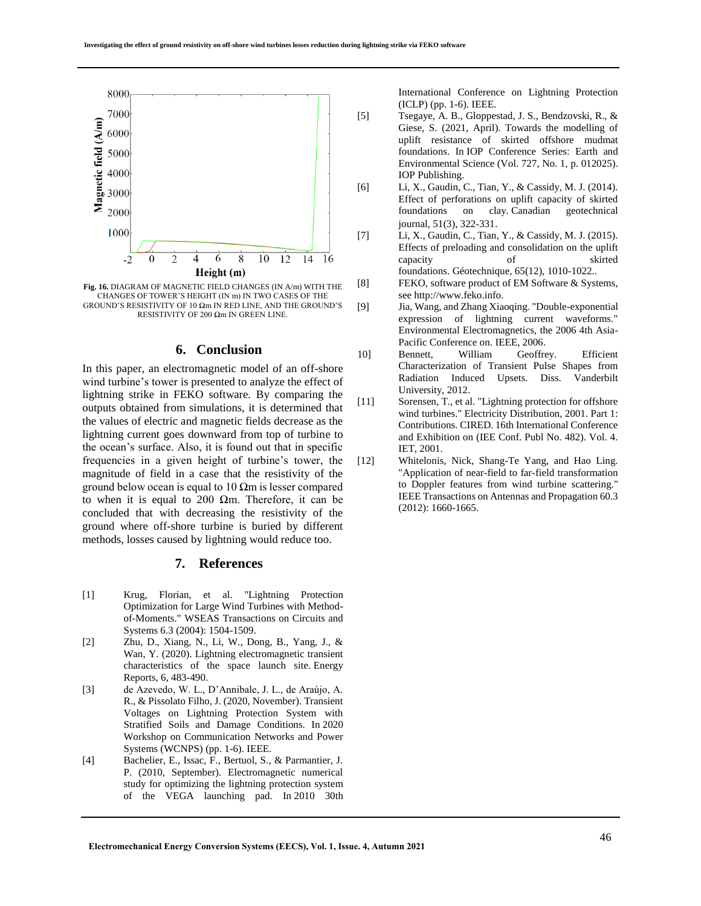8000
7000
6000
5000
4000
3000
2000
1000
Magnetic field (A/m)
-2 0 2 4 6 8 10 12 14 16
Height (m)

**Fig. 16.** DIAGRAM OF MAGNETIC FIELD CHANGES (IN A/m) WITH THE CHANGES OF TOWER'S HEIGHT (IN m) IN TWO CASES OF THE GROUND'S RESISTIVITY OF 10 Ωm IN RED LINE, AND THE GROUND'S RESISTIVITY OF 200 Ωm IN GREEN LINE.

## 6. Conclusion

In this paper, an electromagnetic model of an off-shore wind turbine's tower is presented to analyze the effect of lightning strike in FEKO software. By comparing the outputs obtained from simulations, it is determined that the values of electric and magnetic fields decrease as the lightning current goes downward from top of turbine to the ocean's surface. Also, it is found out that in specific frequencies in a given height of turbine's tower, the magnitude of field in a case that the resistivity of the ground below ocean is equal to 10 Ωm is lesser compared to when it is equal to 200 Ωm. Therefore, it can be concluded that with decreasing the resistivity of the ground where off-shore turbine is buried by different methods, losses caused by lightning would reduce too.

## 7. References

[1] Krug, Florian, et al. "Lightning Protection Optimization for Large Wind Turbines with Method-of-Moments." WSEAS Transactions on Circuits and Systems 6.3 (2004): 1504-1509.

[2] Zhu, D., Xiang, N., Li, W., Dong, B., Yang, J., & Wan, Y. (2020). Lightning electromagnetic transient characteristics of the space launch site. Energy Reports, 6, 483-490.

[3] de Azevedo, W. L., D'Annibale, J. L., de Araújo, A. R., & Pissolato Filho, J. (2020, November). Transient Voltages on Lightning Protection System with Stratified Soils and Damage Conditions. In 2020 Workshop on Communication Networks and Power Systems (WCNPS) (pp. 1-6). IEEE.

[4] Bachelier, E., Issac, F., Bertuol, S., & Parmantier, J. P. (2010, September). Electromagnetic numerical study for optimizing the lightning protection system of the VEGA launching pad. In 2010 30th International Conference on Lightning Protection (ICLP) (pp. 1-6). IEEE.

[5] Tsegaye, A. B., Gloppestad, J. S., Bendzovski, R., & Giese, S. (2021, April). Towards the modelling of uplift resistance of skirted offshore mudmat foundations. In IOP Conference Series: Earth and Environmental Science (Vol. 727, No. 1, p. 012025). IOP Publishing.

[6] Li, X., Gaudin, C., Tian, Y., & Cassidy, M. J. (2014). Effect of perforations on uplift capacity of skirted foundations on clay. Canadian geotechnical journal, 51(3), 322-331.

[7] Li, X., Gaudin, C., Tian, Y., & Cassidy, M. J. (2015). Effects of preloading and consolidation on the uplift capacity of skirted foundations. Géotechnique, 65(12), 1010-1022..

[8] FEKO, software product of EM Software & Systems, see http://www.feko.info.

[9] Jia, Wang, and Zhang Xiaoqing. "Double-exponential expression of lightning current waveforms." Environmental Electromagnetics, the 2006 4th Asia-Pacific Conference on. IEEE, 2006.

10] Bennett, William Geoffrey. Efficient Characterization of Transient Pulse Shapes from Radiation Induced Upsets. Diss. Vanderbilt University, 2012.

[11] Sorensen, T., et al. "Lightning protection for offshore wind turbines." Electricity Distribution, 2001. Part 1: Contributions. CIRED. 16th International Conference and Exhibition on (IEE Conf. Publ No. 482). Vol. 4. IET, 2001.

[12] Whitelonis, Nick, Shang-Te Yang, and Hao Ling. "Application of near-field to far-field transformation to Doppler features from wind turbine scattering." IEEE Transactions on Antennas and Propagation 60.3 (2012): 1660-1665.